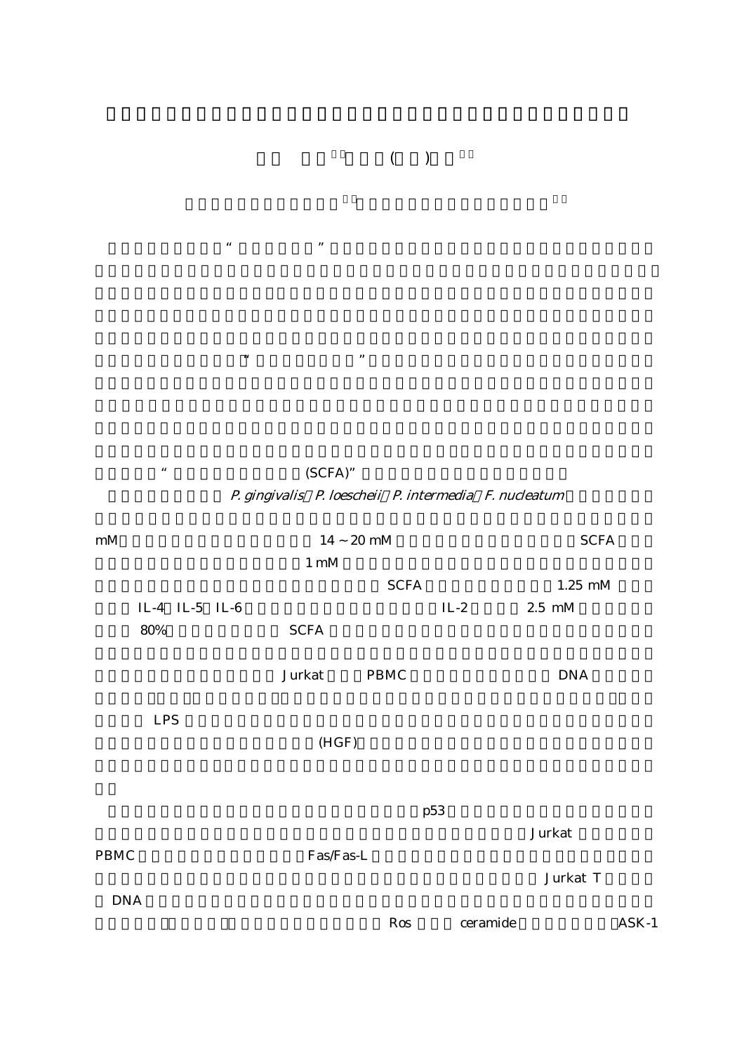( )

“ ”

“ ”

“ (SCFA)”

*P. gingivalis*、*P. loescheii*、*P. intermedia*、*F. nucleatum*

mM 14～20 mM SCFA

1 mM

SCFA 1.25 mM

IL-4、IL-5、IL-6 IL-2 2.5 mM

80% SCFA

Jurkat PBMC DNA

LPS

(HGF)

p53

Jurkat

PBMC Fas/Fas-L

Jurkat T

DNA

Ros ceramide ASK-1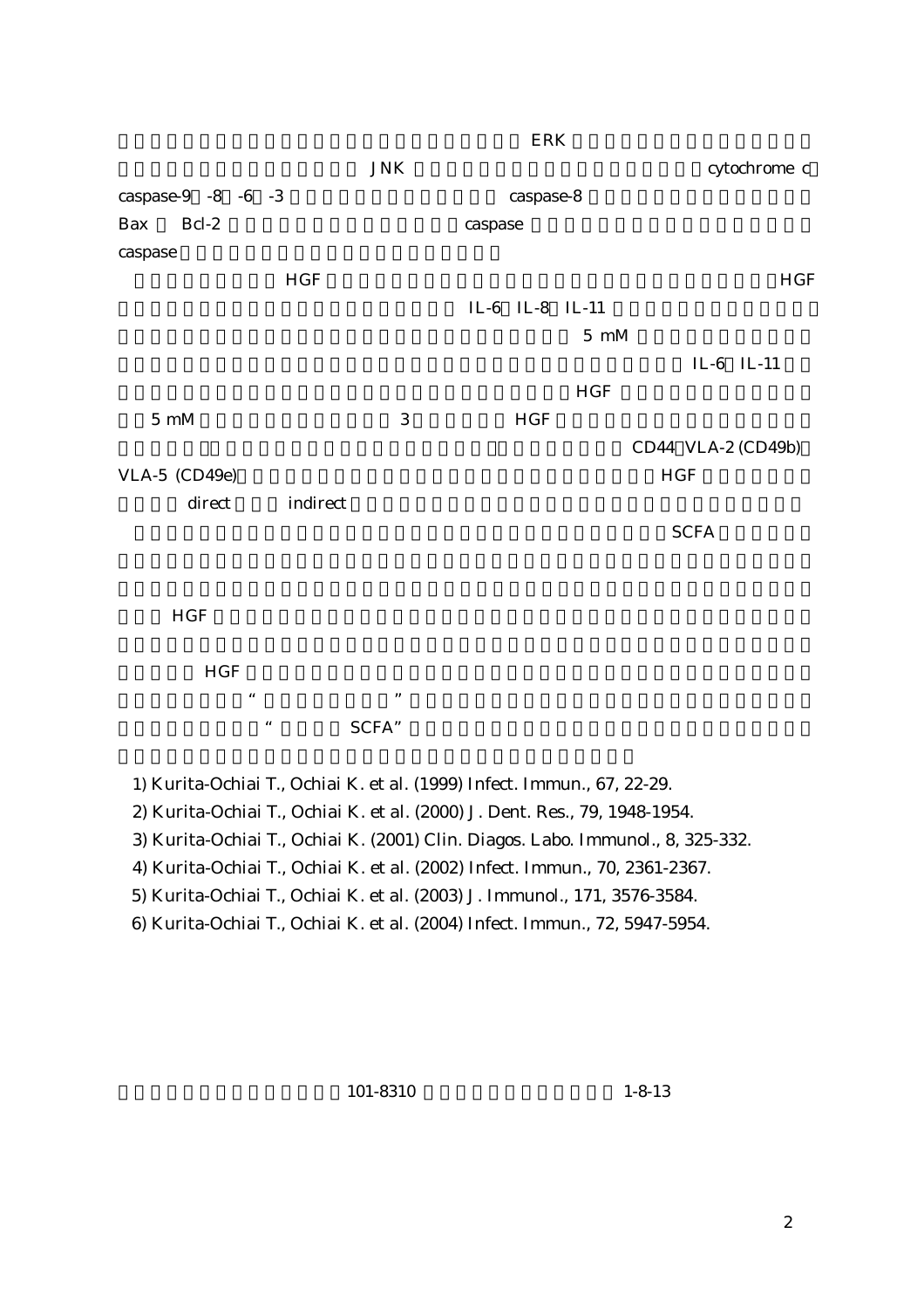ERK

JNK cytochrome c

caspase-9 -8 -6 -3 caspase-8

Bax Bcl-2 caspase

caspase

HGF HGF

IL-6 IL-8 IL-11

5 mM

IL-6 IL-11

HGF

5 mM 3 HGF

CD44 VLA-2 (CD49b)

VLA-5 (CD49e) HGF

direct indirect

SCFA

HGF

HGF

“ ”

“ SCFA”

1) Kurita-Ochiai T., Ochiai K. et al. (1999) Infect. Immun., 67, 22-29.
2) Kurita-Ochiai T., Ochiai K. et al. (2000) J. Dent. Res., 79, 1948-1954.
3) Kurita-Ochiai T., Ochiai K. (2001) Clin. Diagos. Labo. Immunol., 8, 325-332.
4) Kurita-Ochiai T., Ochiai K. et al. (2002) Infect. Immun., 70, 2361-2367.
5) Kurita-Ochiai T., Ochiai K. et al. (2003) J. Immunol., 171, 3576-3584.
6) Kurita-Ochiai T., Ochiai K. et al. (2004) Infect. Immun., 72, 5947-5954.

101-8310 1-8-13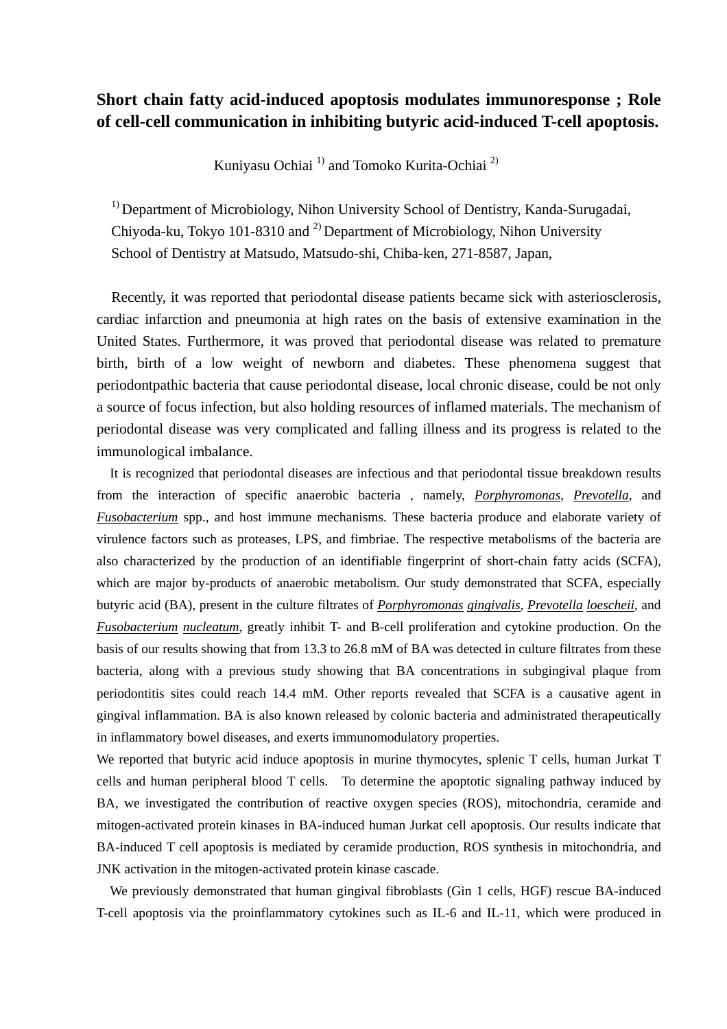# Short chain fatty acid-induced apoptosis modulates immunoresponse ; Role of cell-cell communication in inhibiting butyric acid-induced T-cell apoptosis.

Kuniyasu Ochiai [1)] and Tomoko Kurita-Ochiai [2)]

[1)] Department of Microbiology, Nihon University School of Dentistry, Kanda-Surugadai, Chiyoda-ku, Tokyo 101-8310 and [2)] Department of Microbiology, Nihon University School of Dentistry at Matsudo, Matsudo-shi, Chiba-ken, 271-8587, Japan,

Recently, it was reported that periodontal disease patients became sick with asteriosclerosis, cardiac infarction and pneumonia at high rates on the basis of extensive examination in the United States. Furthermore, it was proved that periodontal disease was related to premature birth, birth of a low weight of newborn and diabetes. These phenomena suggest that periodontpathic bacteria that cause periodontal disease, local chronic disease, could be not only a source of focus infection, but also holding resources of inflamed materials. The mechanism of periodontal disease was very complicated and falling illness and its progress is related to the immunological imbalance.

It is recognized that periodontal diseases are infectious and that periodontal tissue breakdown results from the interaction of specific anaerobic bacteria , namely, *Porphyromonas*, *Prevotella*, and *Fusobacterium* spp., and host immune mechanisms. These bacteria produce and elaborate variety of virulence factors such as proteases, LPS, and fimbriae. The respective metabolisms of the bacteria are also characterized by the production of an identifiable fingerprint of short-chain fatty acids (SCFA), which are major by-products of anaerobic metabolism. Our study demonstrated that SCFA, especially butyric acid (BA), present in the culture filtrates of *Porphyromonas gingivalis*, *Prevotella loescheii*, and *Fusobacterium nucleatum*, greatly inhibit T- and B-cell proliferation and cytokine production. On the basis of our results showing that from 13.3 to 26.8 mM of BA was detected in culture filtrates from these bacteria, along with a previous study showing that BA concentrations in subgingival plaque from periodontitis sites could reach 14.4 mM. Other reports revealed that SCFA is a causative agent in gingival inflammation. BA is also known released by colonic bacteria and administrated therapeutically in inflammatory bowel diseases, and exerts immunomodulatory properties.

We reported that butyric acid induce apoptosis in murine thymocytes, splenic T cells, human Jurkat T cells and human peripheral blood T cells. To determine the apoptotic signaling pathway induced by BA, we investigated the contribution of reactive oxygen species (ROS), mitochondria, ceramide and mitogen-activated protein kinases in BA-induced human Jurkat cell apoptosis. Our results indicate that BA-induced T cell apoptosis is mediated by ceramide production, ROS synthesis in mitochondria, and JNK activation in the mitogen-activated protein kinase cascade.

We previously demonstrated that human gingival fibroblasts (Gin 1 cells, HGF) rescue BA-induced T-cell apoptosis via the proinflammatory cytokines such as IL-6 and IL-11, which were produced in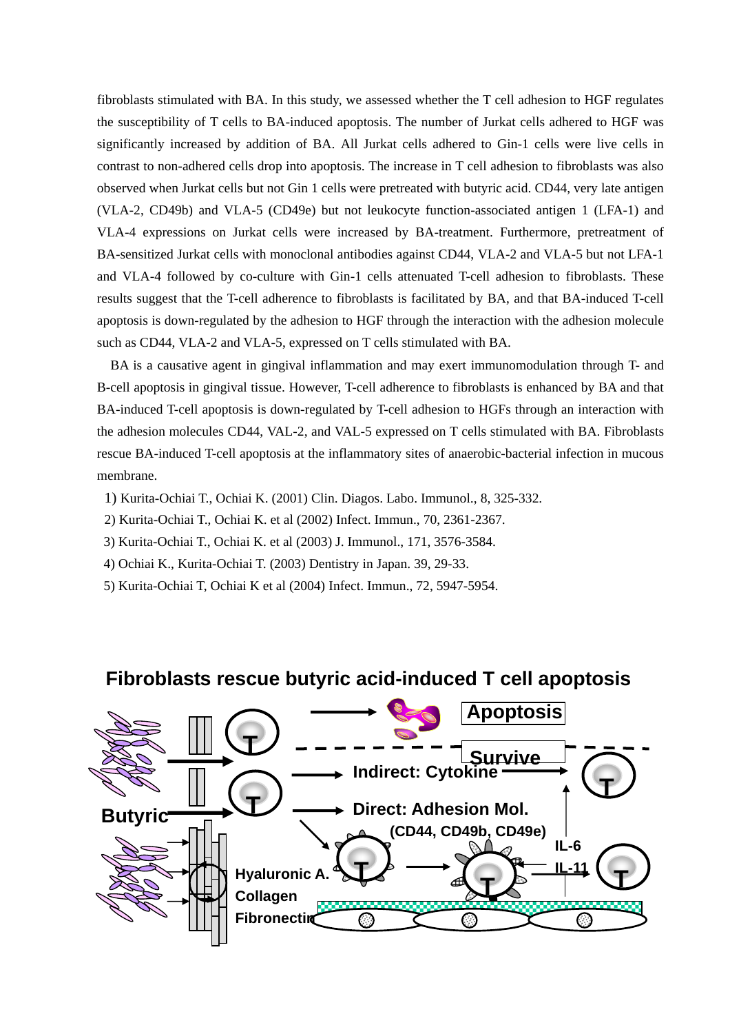fibroblasts stimulated with BA. In this study, we assessed whether the T cell adhesion to HGF regulates the susceptibility of T cells to BA-induced apoptosis. The number of Jurkat cells adhered to HGF was significantly increased by addition of BA. All Jurkat cells adhered to Gin-1 cells were live cells in contrast to non-adhered cells drop into apoptosis. The increase in T cell adhesion to fibroblasts was also observed when Jurkat cells but not Gin 1 cells were pretreated with butyric acid. CD44, very late antigen (VLA-2, CD49b) and VLA-5 (CD49e) but not leukocyte function-associated antigen 1 (LFA-1) and VLA-4 expressions on Jurkat cells were increased by BA-treatment. Furthermore, pretreatment of BA-sensitized Jurkat cells with monoclonal antibodies against CD44, VLA-2 and VLA-5 but not LFA-1 and VLA-4 followed by co-culture with Gin-1 cells attenuated T-cell adhesion to fibroblasts. These results suggest that the T-cell adherence to fibroblasts is facilitated by BA, and that BA-induced T-cell apoptosis is down-regulated by the adhesion to HGF through the interaction with the adhesion molecule such as CD44, VLA-2 and VLA-5, expressed on T cells stimulated with BA.

BA is a causative agent in gingival inflammation and may exert immunomodulation through T- and B-cell apoptosis in gingival tissue. However, T-cell adherence to fibroblasts is enhanced by BA and that BA-induced T-cell apoptosis is down-regulated by T-cell adhesion to HGFs through an interaction with the adhesion molecules CD44, VAL-2, and VAL-5 expressed on T cells stimulated with BA. Fibroblasts rescue BA-induced T-cell apoptosis at the inflammatory sites of anaerobic-bacterial infection in mucous membrane.

1) Kurita-Ochiai T., Ochiai K. (2001) Clin. Diagos. Labo. Immunol., 8, 325-332.
2) Kurita-Ochiai T., Ochiai K. et al (2002) Infect. Immun., 70, 2361-2367.
3) Kurita-Ochiai T., Ochiai K. et al (2003) J. Immunol., 171, 3576-3584.
4) Ochiai K., Kurita-Ochiai T. (2003) Dentistry in Japan. 39, 29-33.
5) Kurita-Ochiai T, Ochiai K et al (2004) Infect. Immun., 72, 5947-5954.

**Fibroblasts rescue butyric acid-induced T cell apoptosis**

Apoptosis
Survive
Indirect: Cytokine
Butyric
Direct: Adhesion Mol.
(CD44, CD49b, CD49e)
IL-6
IL-11
Hyaluronic A.
Collagen
Fibronectin